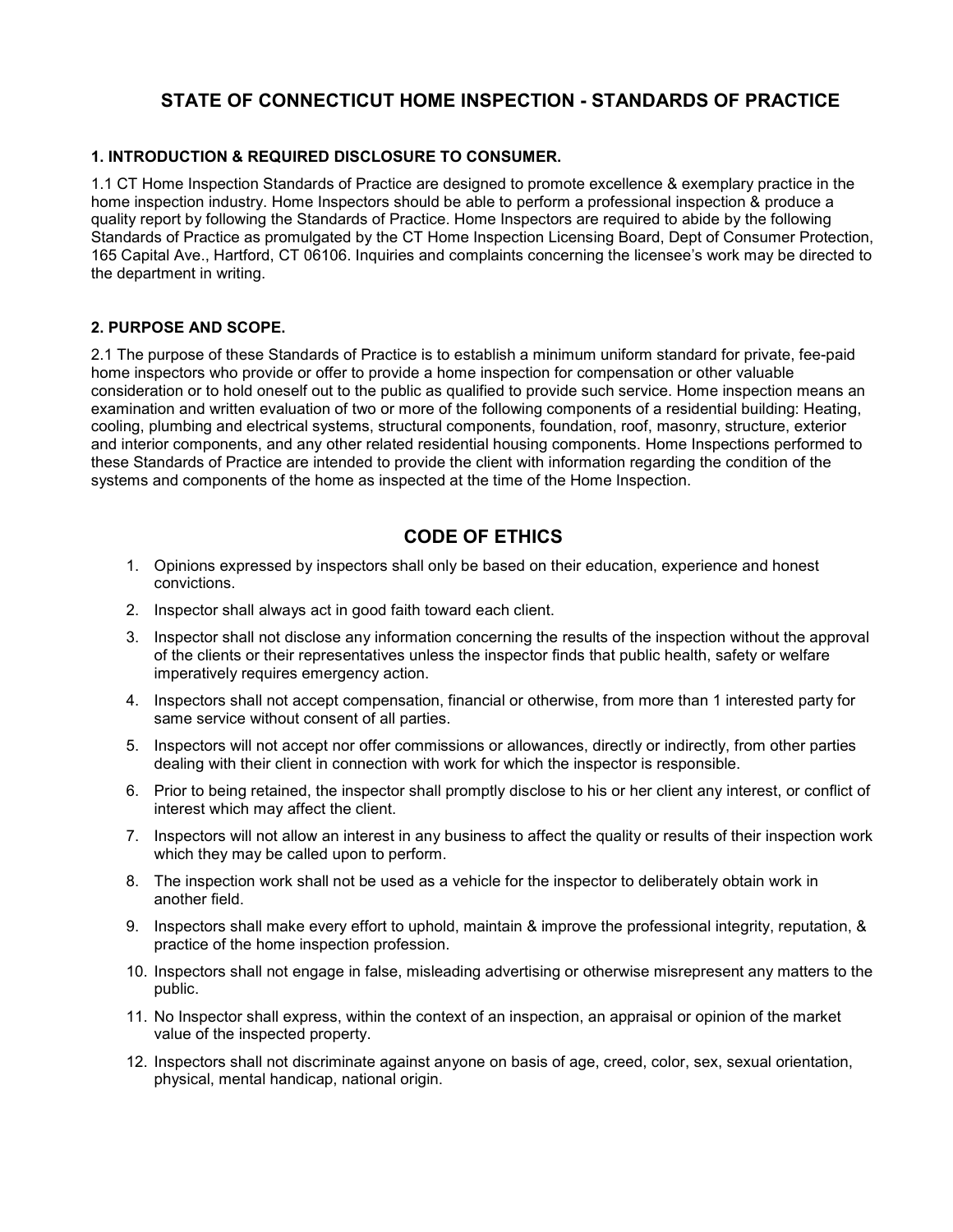# STATE OF CONNECTICUT HOME INSPECTION - STANDARDS OF PRACTICE

### 1. INTRODUCTION & REQUIRED DISCLOSURE TO CONSUMER.

1.1 CT Home Inspection Standards of Practice are designed to promote excellence & exemplary practice in the home inspection industry. Home Inspectors should be able to perform a professional inspection & produce a quality report by following the Standards of Practice. Home Inspectors are required to abide by the following Standards of Practice as promulgated by the CT Home Inspection Licensing Board, Dept of Consumer Protection, 165 Capital Ave., Hartford, CT 06106. Inquiries and complaints concerning the licensee's work may be directed to the department in writing.

### 2. PURPOSE AND SCOPE.

2.1 The purpose of these Standards of Practice is to establish a minimum uniform standard for private, fee-paid home inspectors who provide or offer to provide a home inspection for compensation or other valuable consideration or to hold oneself out to the public as qualified to provide such service. Home inspection means an examination and written evaluation of two or more of the following components of a residential building: Heating, cooling, plumbing and electrical systems, structural components, foundation, roof, masonry, structure, exterior and interior components, and any other related residential housing components. Home Inspections performed to these Standards of Practice are intended to provide the client with information regarding the condition of the systems and components of the home as inspected at the time of the Home Inspection.

## CODE OF ETHICS

1. Opinions expressed by inspectors shall only be based on their education, experience and honest convictions.
2. Inspector shall always act in good faith toward each client.
3. Inspector shall not disclose any information concerning the results of the inspection without the approval of the clients or their representatives unless the inspector finds that public health, safety or welfare imperatively requires emergency action.
4. Inspectors shall not accept compensation, financial or otherwise, from more than 1 interested party for same service without consent of all parties.
5. Inspectors will not accept nor offer commissions or allowances, directly or indirectly, from other parties dealing with their client in connection with work for which the inspector is responsible.
6. Prior to being retained, the inspector shall promptly disclose to his or her client any interest, or conflict of interest which may affect the client.
7. Inspectors will not allow an interest in any business to affect the quality or results of their inspection work which they may be called upon to perform.
8. The inspection work shall not be used as a vehicle for the inspector to deliberately obtain work in another field.
9. Inspectors shall make every effort to uphold, maintain & improve the professional integrity, reputation, & practice of the home inspection profession.
10. Inspectors shall not engage in false, misleading advertising or otherwise misrepresent any matters to the public.
11. No Inspector shall express, within the context of an inspection, an appraisal or opinion of the market value of the inspected property.
12. Inspectors shall not discriminate against anyone on basis of age, creed, color, sex, sexual orientation, physical, mental handicap, national origin.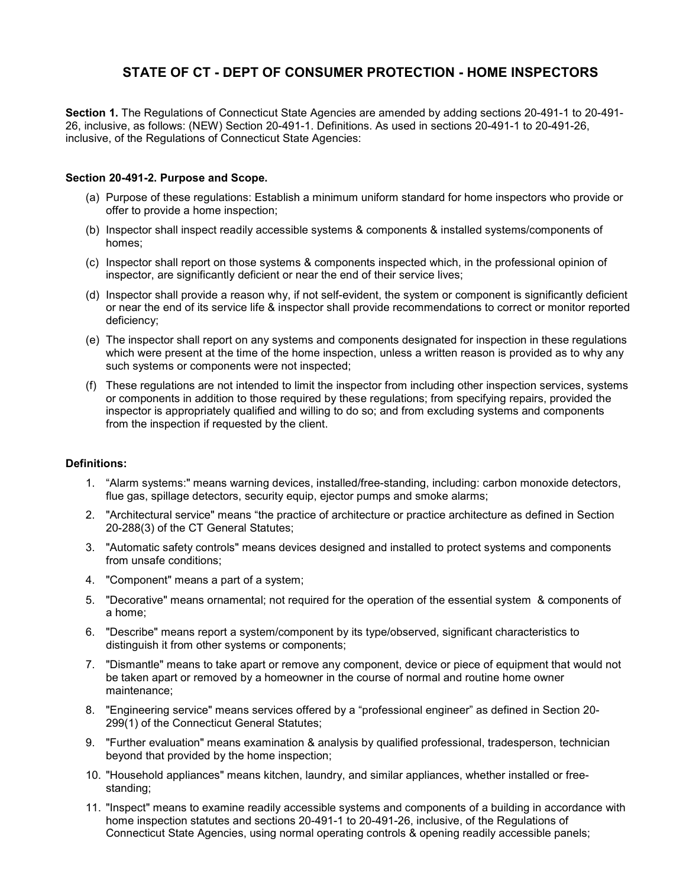# STATE OF CT - DEPT OF CONSUMER PROTECTION - HOME INSPECTORS

**Section 1.** The Regulations of Connecticut State Agencies are amended by adding sections 20-491-1 to 20-491-26, inclusive, as follows: (NEW) Section 20-491-1. Definitions. As used in sections 20-491-1 to 20-491-26, inclusive, of the Regulations of Connecticut State Agencies:

**Section 20-491-2. Purpose and Scope.**

(a) Purpose of these regulations: Establish a minimum uniform standard for home inspectors who provide or offer to provide a home inspection;

(b) Inspector shall inspect readily accessible systems & components & installed systems/components of homes;

(c) Inspector shall report on those systems & components inspected which, in the professional opinion of inspector, are significantly deficient or near the end of their service lives;

(d) Inspector shall provide a reason why, if not self-evident, the system or component is significantly deficient or near the end of its service life & inspector shall provide recommendations to correct or monitor reported deficiency;

(e) The inspector shall report on any systems and components designated for inspection in these regulations which were present at the time of the home inspection, unless a written reason is provided as to why any such systems or components were not inspected;

(f) These regulations are not intended to limit the inspector from including other inspection services, systems or components in addition to those required by these regulations; from specifying repairs, provided the inspector is appropriately qualified and willing to do so; and from excluding systems and components from the inspection if requested by the client.

**Definitions:**

1. "Alarm systems:" means warning devices, installed/free-standing, including: carbon monoxide detectors, flue gas, spillage detectors, security equip, ejector pumps and smoke alarms;
2. "Architectural service" means "the practice of architecture or practice architecture as defined in Section 20-288(3) of the CT General Statutes;
3. "Automatic safety controls" means devices designed and installed to protect systems and components from unsafe conditions;
4. "Component" means a part of a system;
5. "Decorative" means ornamental; not required for the operation of the essential system & components of a home;
6. "Describe" means report a system/component by its type/observed, significant characteristics to distinguish it from other systems or components;
7. "Dismantle" means to take apart or remove any component, device or piece of equipment that would not be taken apart or removed by a homeowner in the course of normal and routine home owner maintenance;
8. "Engineering service" means services offered by a "professional engineer" as defined in Section 20-299(1) of the Connecticut General Statutes;
9. "Further evaluation" means examination & analysis by qualified professional, tradesperson, technician beyond that provided by the home inspection;
10. "Household appliances" means kitchen, laundry, and similar appliances, whether installed or free-standing;
11. "Inspect" means to examine readily accessible systems and components of a building in accordance with home inspection statutes and sections 20-491-1 to 20-491-26, inclusive, of the Regulations of Connecticut State Agencies, using normal operating controls & opening readily accessible panels;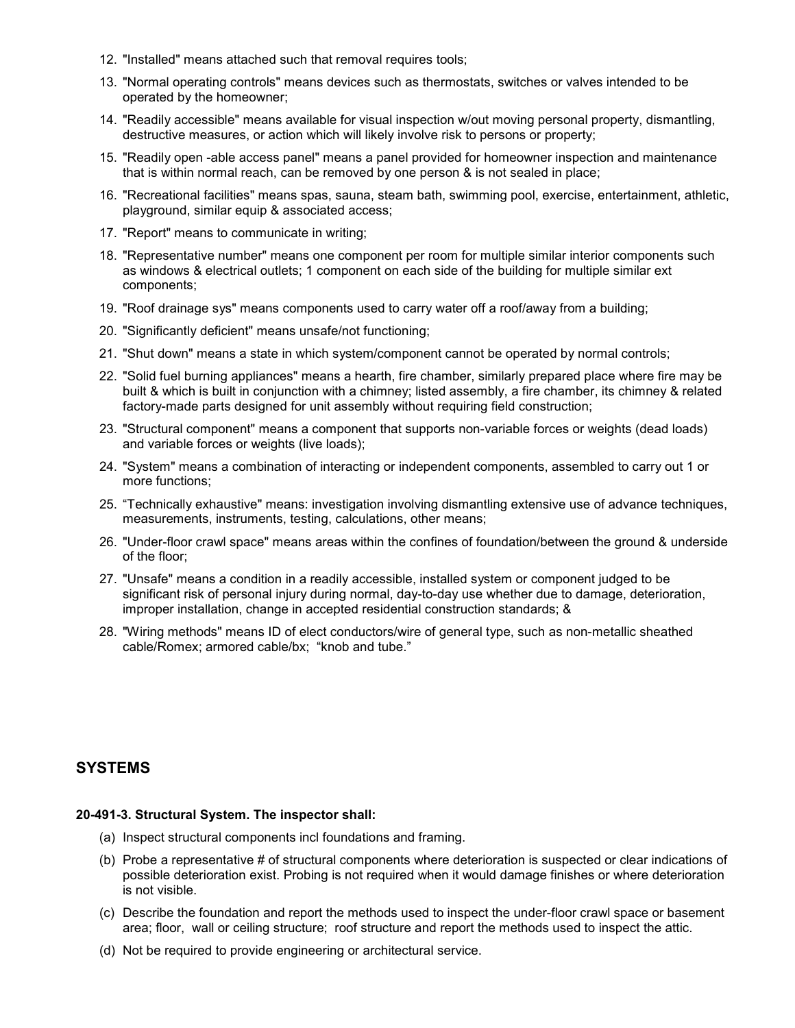12. "Installed" means attached such that removal requires tools;
13. "Normal operating controls" means devices such as thermostats, switches or valves intended to be operated by the homeowner;
14. "Readily accessible" means available for visual inspection w/out moving personal property, dismantling, destructive measures, or action which will likely involve risk to persons or property;
15. "Readily open -able access panel" means a panel provided for homeowner inspection and maintenance that is within normal reach, can be removed by one person & is not sealed in place;
16. "Recreational facilities" means spas, sauna, steam bath, swimming pool, exercise, entertainment, athletic, playground, similar equip & associated access;
17. "Report" means to communicate in writing;
18. "Representative number" means one component per room for multiple similar interior components such as windows & electrical outlets; 1 component on each side of the building for multiple similar ext components;
19. "Roof drainage sys" means components used to carry water off a roof/away from a building;
20. "Significantly deficient" means unsafe/not functioning;
21. "Shut down" means a state in which system/component cannot be operated by normal controls;
22. "Solid fuel burning appliances" means a hearth, fire chamber, similarly prepared place where fire may be built & which is built in conjunction with a chimney; listed assembly, a fire chamber, its chimney & related factory-made parts designed for unit assembly without requiring field construction;
23. "Structural component" means a component that supports non-variable forces or weights (dead loads) and variable forces or weights (live loads);
24. "System" means a combination of interacting or independent components, assembled to carry out 1 or more functions;
25. "Technically exhaustive" means: investigation involving dismantling extensive use of advance techniques, measurements, instruments, testing, calculations, other means;
26. "Under-floor crawl space" means areas within the confines of foundation/between the ground & underside of the floor;
27. "Unsafe" means a condition in a readily accessible, installed system or component judged to be significant risk of personal injury during normal, day-to-day use whether due to damage, deterioration, improper installation, change in accepted residential construction standards; &
28. "Wiring methods" means ID of elect conductors/wire of general type, such as non-metallic sheathed cable/Romex; armored cable/bx; "knob and tube."

## SYSTEMS

**20-491-3. Structural System. The inspector shall:**

(a) Inspect structural components incl foundations and framing.

(b) Probe a representative # of structural components where deterioration is suspected or clear indications of possible deterioration exist. Probing is not required when it would damage finishes or where deterioration is not visible.

(c) Describe the foundation and report the methods used to inspect the under-floor crawl space or basement area; floor, wall or ceiling structure; roof structure and report the methods used to inspect the attic.

(d) Not be required to provide engineering or architectural service.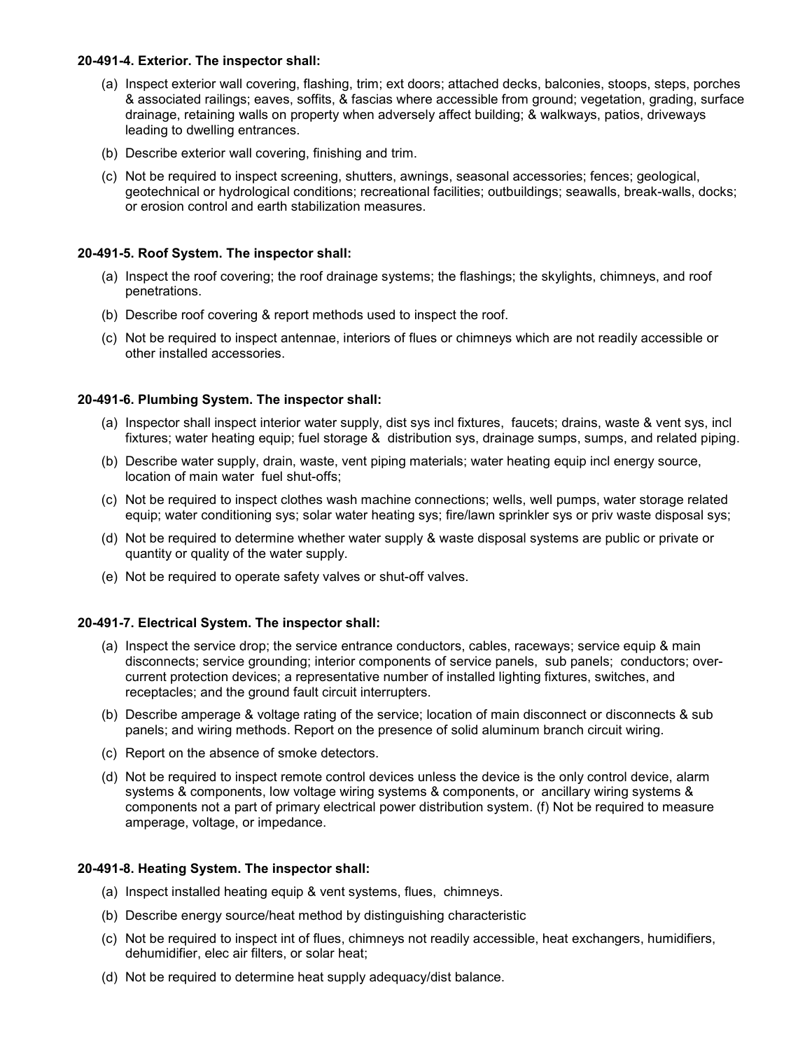**20-491-4. Exterior. The inspector shall:**

(a) Inspect exterior wall covering, flashing, trim; ext doors; attached decks, balconies, stoops, steps, porches & associated railings; eaves, soffits, & fascias where accessible from ground; vegetation, grading, surface drainage, retaining walls on property when adversely affect building; & walkways, patios, driveways leading to dwelling entrances.

(b) Describe exterior wall covering, finishing and trim.

(c) Not be required to inspect screening, shutters, awnings, seasonal accessories; fences; geological, geotechnical or hydrological conditions; recreational facilities; outbuildings; seawalls, break-walls, docks; or erosion control and earth stabilization measures.

**20-491-5. Roof System. The inspector shall:**

(a) Inspect the roof covering; the roof drainage systems; the flashings; the skylights, chimneys, and roof penetrations.

(b) Describe roof covering & report methods used to inspect the roof.

(c) Not be required to inspect antennae, interiors of flues or chimneys which are not readily accessible or other installed accessories.

**20-491-6. Plumbing System. The inspector shall:**

(a) Inspector shall inspect interior water supply, dist sys incl fixtures, faucets; drains, waste & vent sys, incl fixtures; water heating equip; fuel storage & distribution sys, drainage sumps, sumps, and related piping.

(b) Describe water supply, drain, waste, vent piping materials; water heating equip incl energy source, location of main water fuel shut-offs;

(c) Not be required to inspect clothes wash machine connections; wells, well pumps, water storage related equip; water conditioning sys; solar water heating sys; fire/lawn sprinkler sys or priv waste disposal sys;

(d) Not be required to determine whether water supply & waste disposal systems are public or private or quantity or quality of the water supply.

(e) Not be required to operate safety valves or shut-off valves.

**20-491-7. Electrical System. The inspector shall:**

(a) Inspect the service drop; the service entrance conductors, cables, raceways; service equip & main disconnects; service grounding; interior components of service panels, sub panels; conductors; over-current protection devices; a representative number of installed lighting fixtures, switches, and receptacles; and the ground fault circuit interrupters.

(b) Describe amperage & voltage rating of the service; location of main disconnect or disconnects & sub panels; and wiring methods. Report on the presence of solid aluminum branch circuit wiring.

(c) Report on the absence of smoke detectors.

(d) Not be required to inspect remote control devices unless the device is the only control device, alarm systems & components, low voltage wiring systems & components, or ancillary wiring systems & components not a part of primary electrical power distribution system. (f) Not be required to measure amperage, voltage, or impedance.

**20-491-8. Heating System. The inspector shall:**

(a) Inspect installed heating equip & vent systems, flues, chimneys.

(b) Describe energy source/heat method by distinguishing characteristic

(c) Not be required to inspect int of flues, chimneys not readily accessible, heat exchangers, humidifiers, dehumidifier, elec air filters, or solar heat;

(d) Not be required to determine heat supply adequacy/dist balance.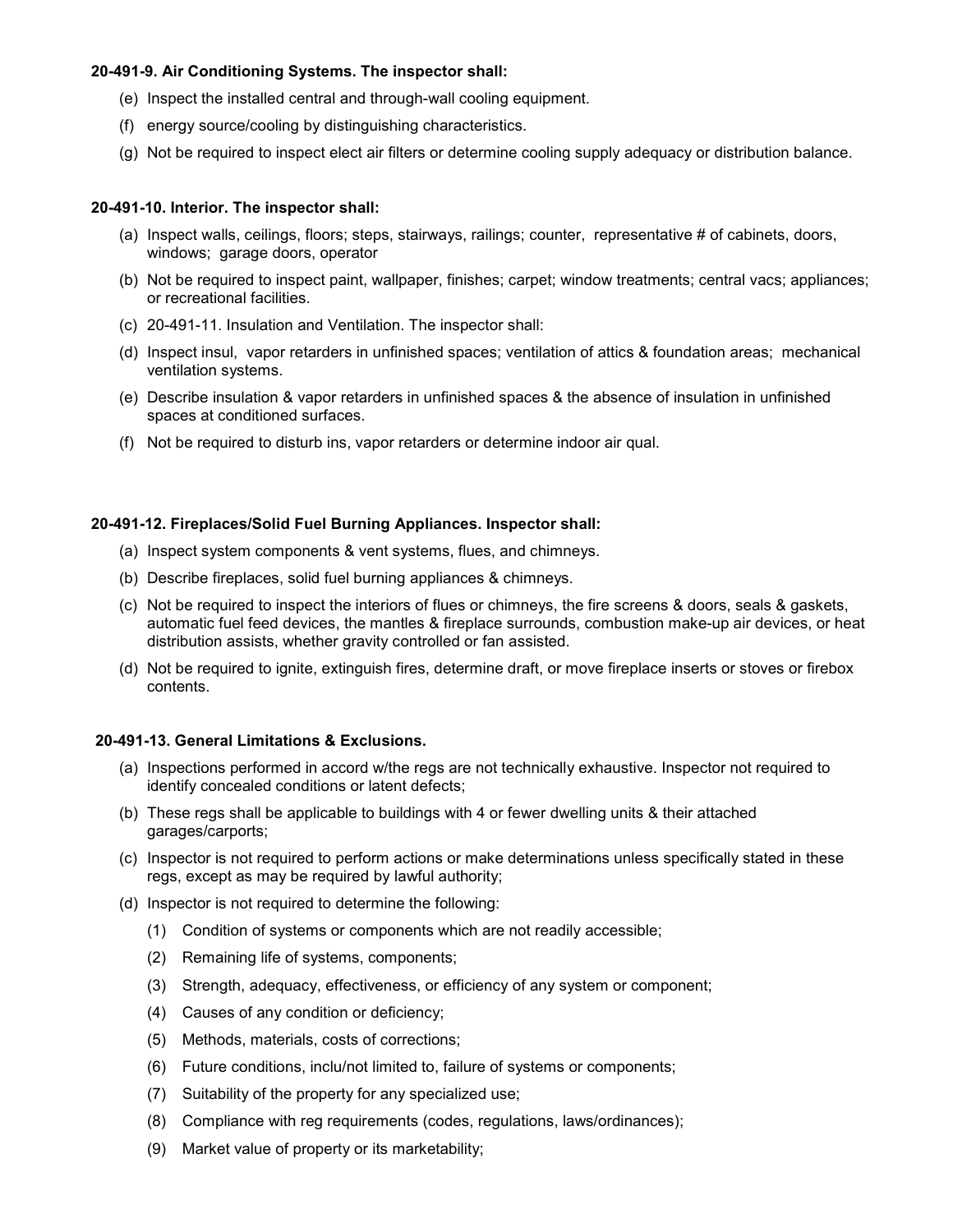**20-491-9. Air Conditioning Systems. The inspector shall:**

(e) Inspect the installed central and through-wall cooling equipment.

(f) energy source/cooling by distinguishing characteristics.

(g) Not be required to inspect elect air filters or determine cooling supply adequacy or distribution balance.

**20-491-10. Interior. The inspector shall:**

(a) Inspect walls, ceilings, floors; steps, stairways, railings; counter, representative # of cabinets, doors, windows; garage doors, operator

(b) Not be required to inspect paint, wallpaper, finishes; carpet; window treatments; central vacs; appliances; or recreational facilities.

(c) 20-491-11. Insulation and Ventilation. The inspector shall:

(d) Inspect insul, vapor retarders in unfinished spaces; ventilation of attics & foundation areas; mechanical ventilation systems.

(e) Describe insulation & vapor retarders in unfinished spaces & the absence of insulation in unfinished spaces at conditioned surfaces.

(f) Not be required to disturb ins, vapor retarders or determine indoor air qual.

**20-491-12. Fireplaces/Solid Fuel Burning Appliances. Inspector shall:**

(a) Inspect system components & vent systems, flues, and chimneys.

(b) Describe fireplaces, solid fuel burning appliances & chimneys.

(c) Not be required to inspect the interiors of flues or chimneys, the fire screens & doors, seals & gaskets, automatic fuel feed devices, the mantles & fireplace surrounds, combustion make-up air devices, or heat distribution assists, whether gravity controlled or fan assisted.

(d) Not be required to ignite, extinguish fires, determine draft, or move fireplace inserts or stoves or firebox contents.

**20-491-13. General Limitations & Exclusions.**

(a) Inspections performed in accord w/the regs are not technically exhaustive. Inspector not required to identify concealed conditions or latent defects;

(b) These regs shall be applicable to buildings with 4 or fewer dwelling units & their attached garages/carports;

(c) Inspector is not required to perform actions or make determinations unless specifically stated in these regs, except as may be required by lawful authority;

(d) Inspector is not required to determine the following:

   (1) Condition of systems or components which are not readily accessible;

   (2) Remaining life of systems, components;

   (3) Strength, adequacy, effectiveness, or efficiency of any system or component;

   (4) Causes of any condition or deficiency;

   (5) Methods, materials, costs of corrections;

   (6) Future conditions, inclu/not limited to, failure of systems or components;

   (7) Suitability of the property for any specialized use;

   (8) Compliance with reg requirements (codes, regulations, laws/ordinances);

   (9) Market value of property or its marketability;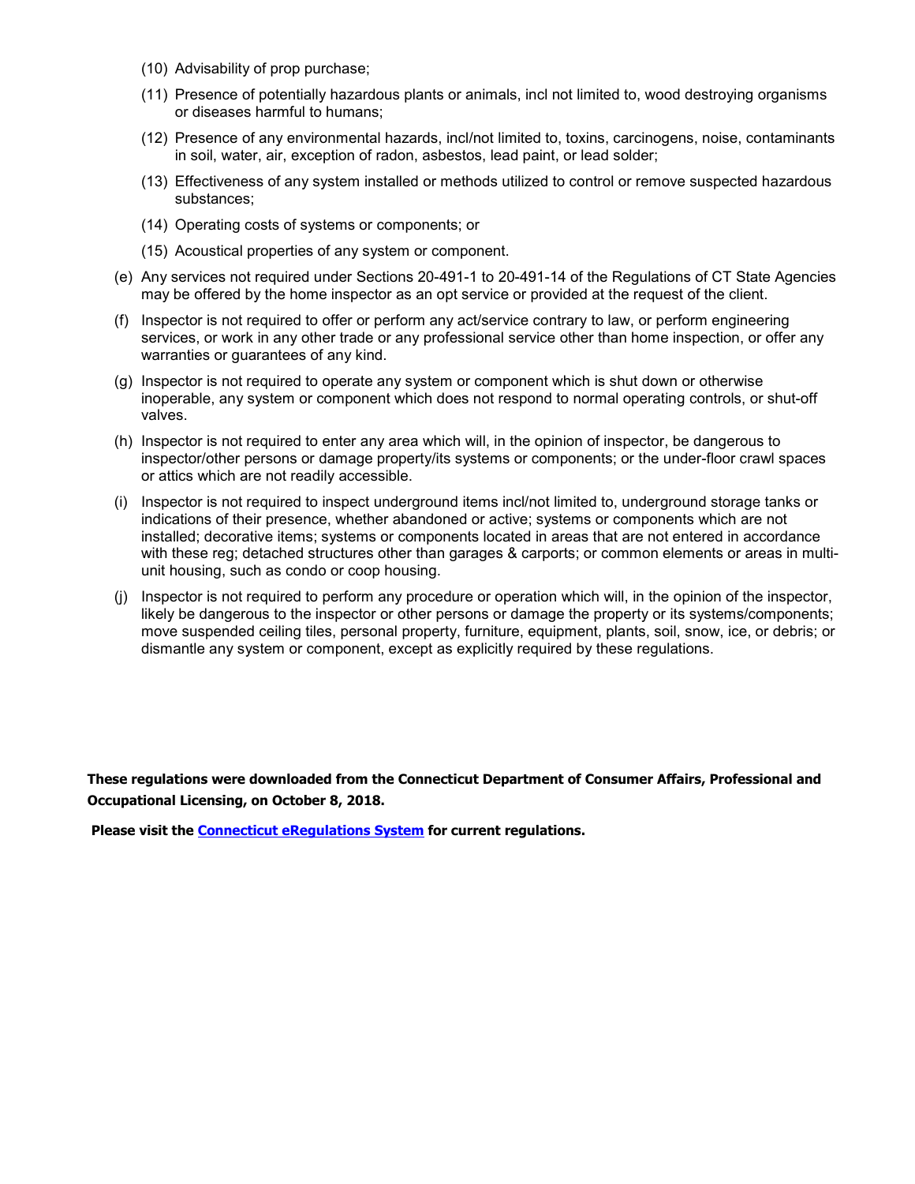(10) Advisability of prop purchase;

(11) Presence of potentially hazardous plants or animals, incl not limited to, wood destroying organisms or diseases harmful to humans;

(12) Presence of any environmental hazards, incl/not limited to, toxins, carcinogens, noise, contaminants in soil, water, air, exception of radon, asbestos, lead paint, or lead solder;

(13) Effectiveness of any system installed or methods utilized to control or remove suspected hazardous substances;

(14) Operating costs of systems or components; or

(15) Acoustical properties of any system or component.

(e) Any services not required under Sections 20-491-1 to 20-491-14 of the Regulations of CT State Agencies may be offered by the home inspector as an opt service or provided at the request of the client.

(f) Inspector is not required to offer or perform any act/service contrary to law, or perform engineering services, or work in any other trade or any professional service other than home inspection, or offer any warranties or guarantees of any kind.

(g) Inspector is not required to operate any system or component which is shut down or otherwise inoperable, any system or component which does not respond to normal operating controls, or shut-off valves.

(h) Inspector is not required to enter any area which will, in the opinion of inspector, be dangerous to inspector/other persons or damage property/its systems or components; or the under-floor crawl spaces or attics which are not readily accessible.

(i) Inspector is not required to inspect underground items incl/not limited to, underground storage tanks or indications of their presence, whether abandoned or active; systems or components which are not installed; decorative items; systems or components located in areas that are not entered in accordance with these reg; detached structures other than garages & carports; or common elements or areas in multi-unit housing, such as condo or coop housing.

(j) Inspector is not required to perform any procedure or operation which will, in the opinion of the inspector, likely be dangerous to the inspector or other persons or damage the property or its systems/components; move suspended ceiling tiles, personal property, furniture, equipment, plants, soil, snow, ice, or debris; or dismantle any system or component, except as explicitly required by these regulations.

**These regulations were downloaded from the Connecticut Department of Consumer Affairs, Professional and Occupational Licensing, on October 8, 2018.**

**Please visit the Connecticut eRegulations System for current regulations.**